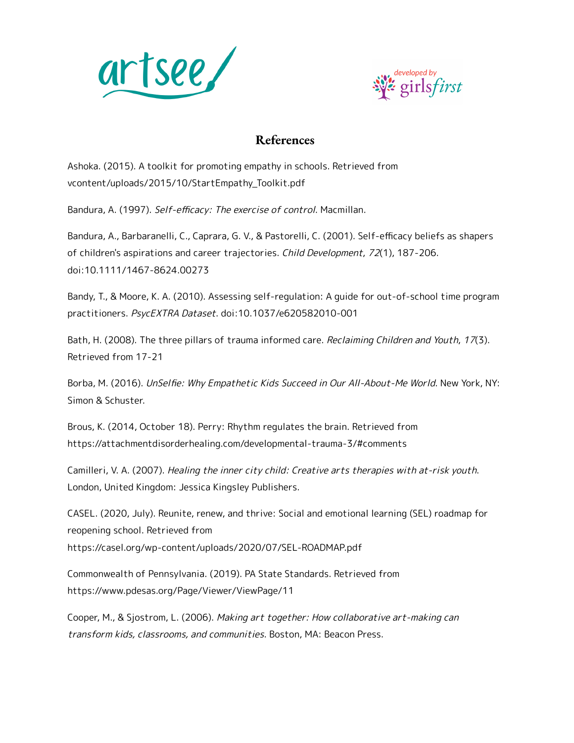# References

Ashoka. (2015). A toolkit for promoting empathy in schools. Retrieved from vcontent/uploads/2015/10/StartEmpathy_Toolkit.pdf

Bandura, A. (1997). *Self-efficacy: The exercise of control*. Macmillan.

Bandura, A., Barbaranelli, C., Caprara, G. V., & Pastorelli, C. (2001). Self-efficacy beliefs as shapers of children's aspirations and career trajectories. *Child Development*, *72*(1), 187-206. doi:10.1111/1467-8624.00273

Bandy, T., & Moore, K. A. (2010). Assessing self-regulation: A guide for out-of-school time program practitioners. *PsycEXTRA Dataset*. doi:10.1037/e620582010-001

Bath, H. (2008). The three pillars of trauma informed care. *Reclaiming Children and Youth*, *17*(3). Retrieved from 17-21

Borba, M. (2016). *UnSelfie: Why Empathetic Kids Succeed in Our All-About-Me World*. New York, NY: Simon & Schuster.

Brous, K. (2014, October 18). Perry: Rhythm regulates the brain. Retrieved from https://attachmentdisorderhealing.com/developmental-trauma-3/#comments

Camilleri, V. A. (2007). *Healing the inner city child: Creative arts therapies with at-risk youth*. London, United Kingdom: Jessica Kingsley Publishers.

CASEL. (2020, July). Reunite, renew, and thrive: Social and emotional learning (SEL) roadmap for reopening school. Retrieved from https://casel.org/wp-content/uploads/2020/07/SEL-ROADMAP.pdf

Commonwealth of Pennsylvania. (2019). PA State Standards. Retrieved from https://www.pdesas.org/Page/Viewer/ViewPage/11

Cooper, M., & Sjostrom, L. (2006). *Making art together: How collaborative art-making can transform kids, classrooms, and communities*. Boston, MA: Beacon Press.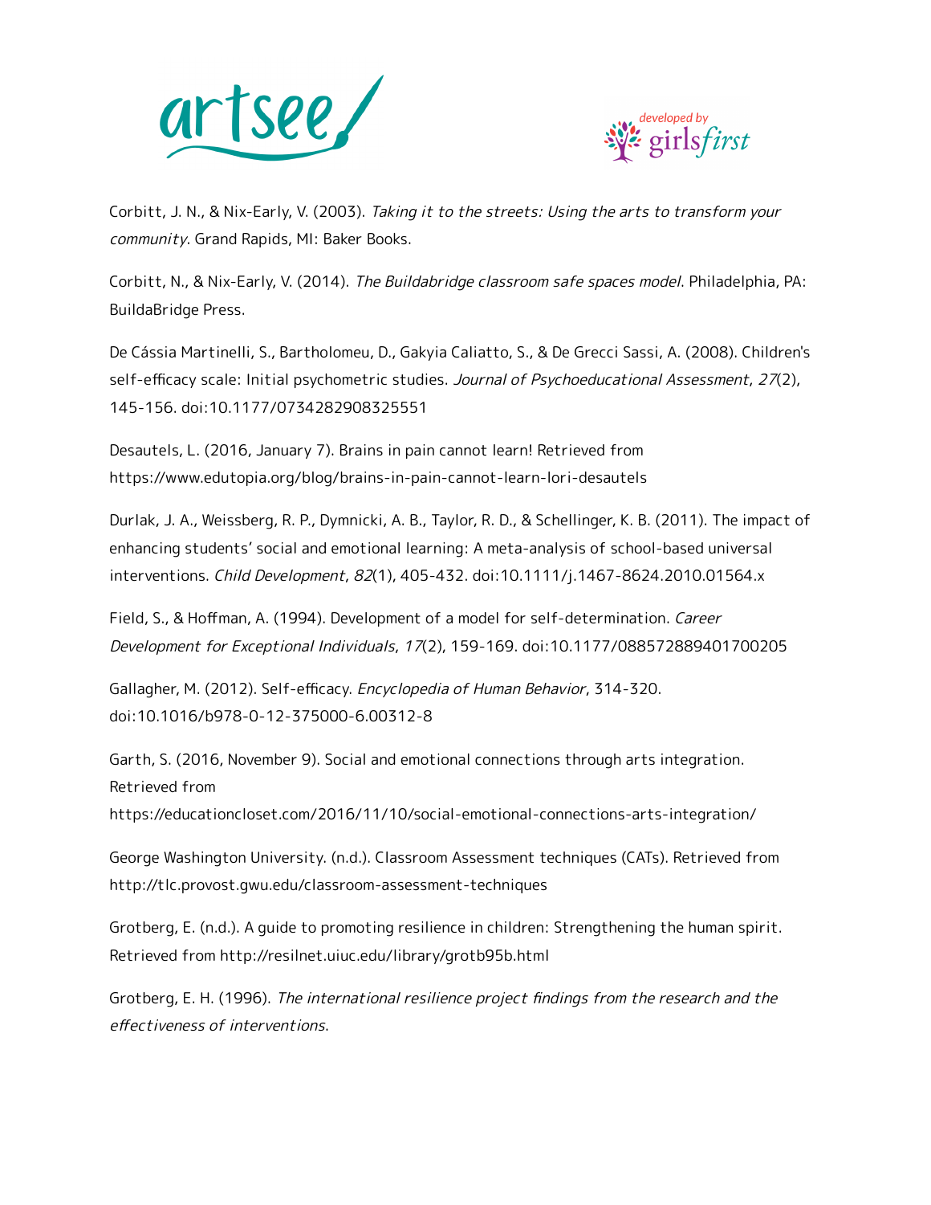Corbitt, J. N., & Nix-Early, V. (2003). *Taking it to the streets: Using the arts to transform your community*. Grand Rapids, MI: Baker Books.

Corbitt, N., & Nix-Early, V. (2014). *The Buildabridge classroom safe spaces model*. Philadelphia, PA: BuildaBridge Press.

De Cássia Martinelli, S., Bartholomeu, D., Gakyia Caliatto, S., & De Grecci Sassi, A. (2008). Children's self-efficacy scale: Initial psychometric studies. *Journal of Psychoeducational Assessment*, *27*(2), 145-156. doi:10.1177/0734282908325551

Desautels, L. (2016, January 7). Brains in pain cannot learn! Retrieved from https://www.edutopia.org/blog/brains-in-pain-cannot-learn-lori-desautels

Durlak, J. A., Weissberg, R. P., Dymnicki, A. B., Taylor, R. D., & Schellinger, K. B. (2011). The impact of enhancing students' social and emotional learning: A meta-analysis of school-based universal interventions. *Child Development*, *82*(1), 405-432. doi:10.1111/j.1467-8624.2010.01564.x

Field, S., & Hoffman, A. (1994). Development of a model for self-determination. *Career Development for Exceptional Individuals*, *17*(2), 159-169. doi:10.1177/088572889401700205

Gallagher, M. (2012). Self-efficacy. *Encyclopedia of Human Behavior*, 314-320. doi:10.1016/b978-0-12-375000-6.00312-8

Garth, S. (2016, November 9). Social and emotional connections through arts integration. Retrieved from https://educationcloset.com/2016/11/10/social-emotional-connections-arts-integration/

George Washington University. (n.d.). Classroom Assessment techniques (CATs). Retrieved from http://tlc.provost.gwu.edu/classroom-assessment-techniques

Grotberg, E. (n.d.). A guide to promoting resilience in children: Strengthening the human spirit. Retrieved from http://resilnet.uiuc.edu/library/grotb95b.html

Grotberg, E. H. (1996). *The international resilience project findings from the research and the effectiveness of interventions*.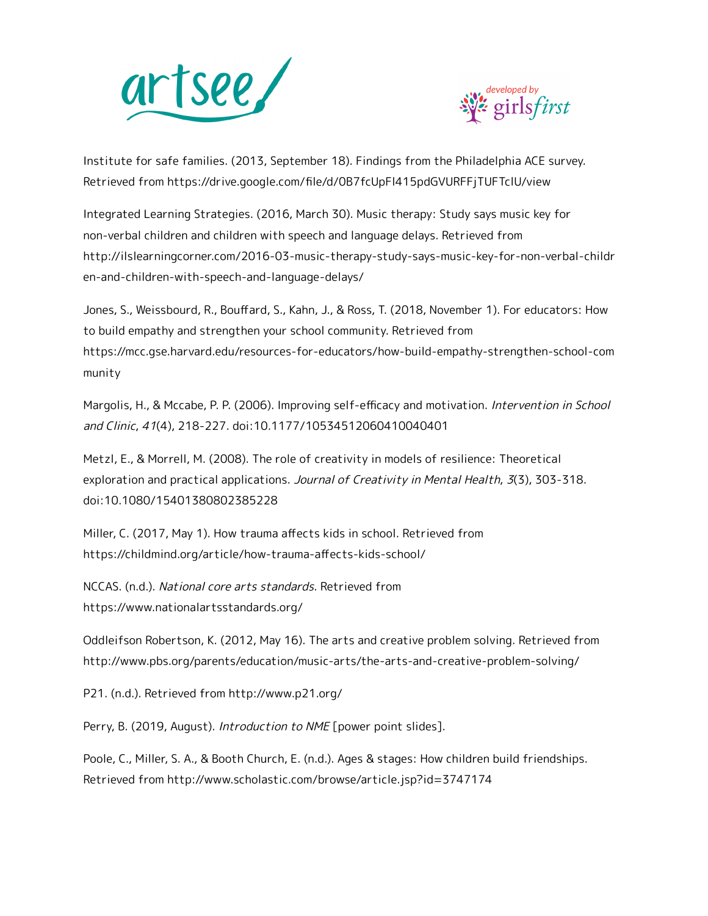Institute for safe families. (2013, September 18). Findings from the Philadelphia ACE survey. Retrieved from https://drive.google.com/file/d/0B7fcUpFI415pdGVURFFjTUFTcIU/view

Integrated Learning Strategies. (2016, March 30). Music therapy: Study says music key for non-verbal children and children with speech and language delays. Retrieved from http://ilslearningcorner.com/2016-03-music-therapy-study-says-music-key-for-non-verbal-children-and-children-with-speech-and-language-delays/

Jones, S., Weissbourd, R., Bouffard, S., Kahn, J., & Ross, T. (2018, November 1). For educators: How to build empathy and strengthen your school community. Retrieved from https://mcc.gse.harvard.edu/resources-for-educators/how-build-empathy-strengthen-school-community

Margolis, H., & Mccabe, P. P. (2006). Improving self-efficacy and motivation. *Intervention in School and Clinic*, *41*(4), 218-227. doi:10.1177/10534512060410040401

Metzl, E., & Morrell, M. (2008). The role of creativity in models of resilience: Theoretical exploration and practical applications. *Journal of Creativity in Mental Health*, *3*(3), 303-318. doi:10.1080/15401380802385228

Miller, C. (2017, May 1). How trauma affects kids in school. Retrieved from https://childmind.org/article/how-trauma-affects-kids-school/

NCCAS. (n.d.). *National core arts standards*. Retrieved from https://www.nationalartsstandards.org/

Oddleifson Robertson, K. (2012, May 16). The arts and creative problem solving. Retrieved from http://www.pbs.org/parents/education/music-arts/the-arts-and-creative-problem-solving/

P21. (n.d.). Retrieved from http://www.p21.org/

Perry, B. (2019, August). *Introduction to NME* [power point slides].

Poole, C., Miller, S. A., & Booth Church, E. (n.d.). Ages & stages: How children build friendships. Retrieved from http://www.scholastic.com/browse/article.jsp?id=3747174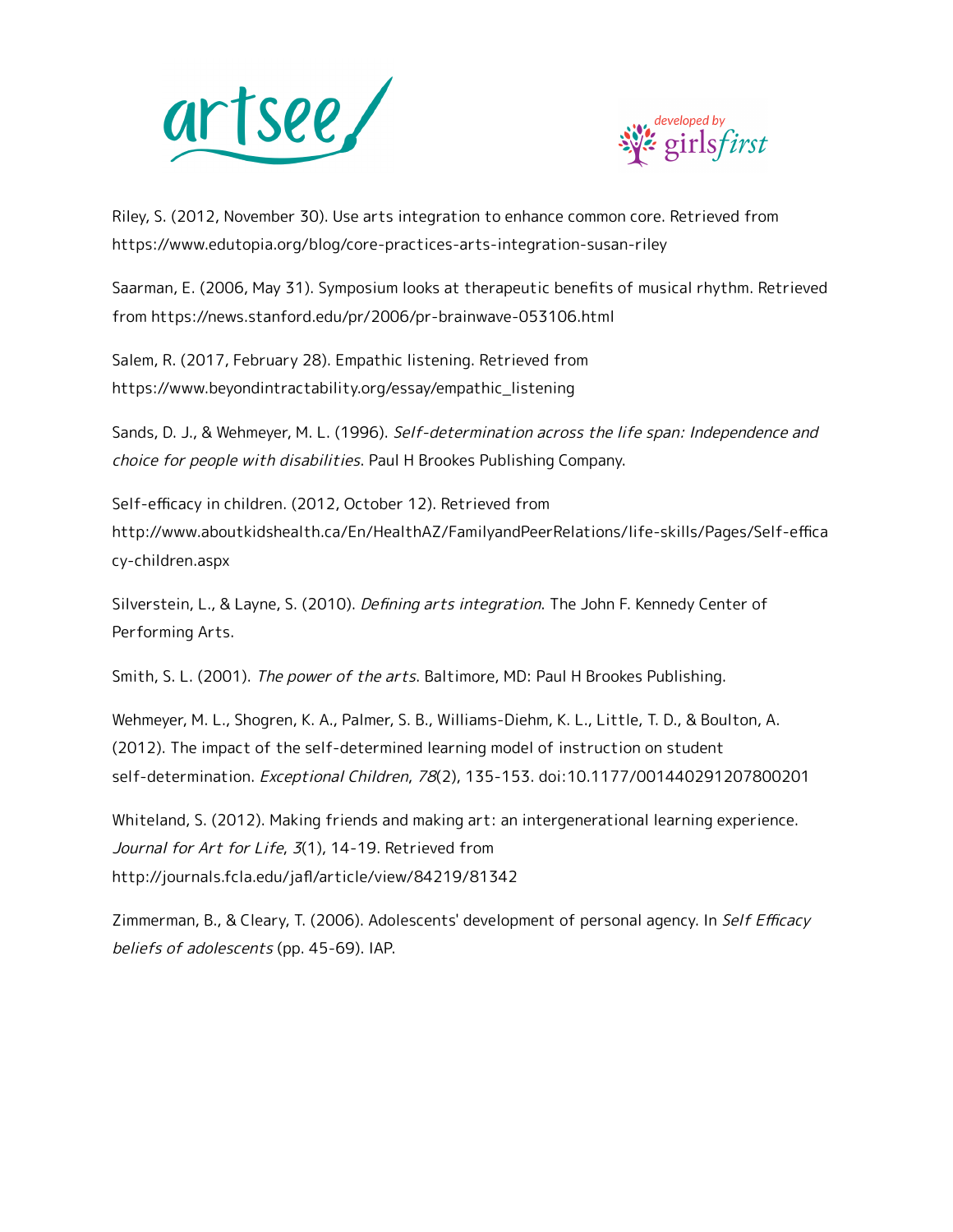Riley, S. (2012, November 30). Use arts integration to enhance common core. Retrieved from https://www.edutopia.org/blog/core-practices-arts-integration-susan-riley

Saarman, E. (2006, May 31). Symposium looks at therapeutic benefits of musical rhythm. Retrieved from https://news.stanford.edu/pr/2006/pr-brainwave-053106.html

Salem, R. (2017, February 28). Empathic listening. Retrieved from https://www.beyondintractability.org/essay/empathic_listening

Sands, D. J., & Wehmeyer, M. L. (1996). *Self-determination across the life span: Independence and choice for people with disabilities*. Paul H Brookes Publishing Company.

Self-efficacy in children. (2012, October 12). Retrieved from http://www.aboutkidshealth.ca/En/HealthAZ/FamilyandPeerRelations/life-skills/Pages/Self-efficacy-children.aspx

Silverstein, L., & Layne, S. (2010). *Defining arts integration*. The John F. Kennedy Center of Performing Arts.

Smith, S. L. (2001). *The power of the arts*. Baltimore, MD: Paul H Brookes Publishing.

Wehmeyer, M. L., Shogren, K. A., Palmer, S. B., Williams-Diehm, K. L., Little, T. D., & Boulton, A. (2012). The impact of the self-determined learning model of instruction on student self-determination. *Exceptional Children*, *78*(2), 135-153. doi:10.1177/001440291207800201

Whiteland, S. (2012). Making friends and making art: an intergenerational learning experience. *Journal for Art for Life*, *3*(1), 14-19. Retrieved from http://journals.fcla.edu/jafl/article/view/84219/81342

Zimmerman, B., & Cleary, T. (2006). Adolescents' development of personal agency. In *Self Efficacy beliefs of adolescents* (pp. 45-69). IAP.